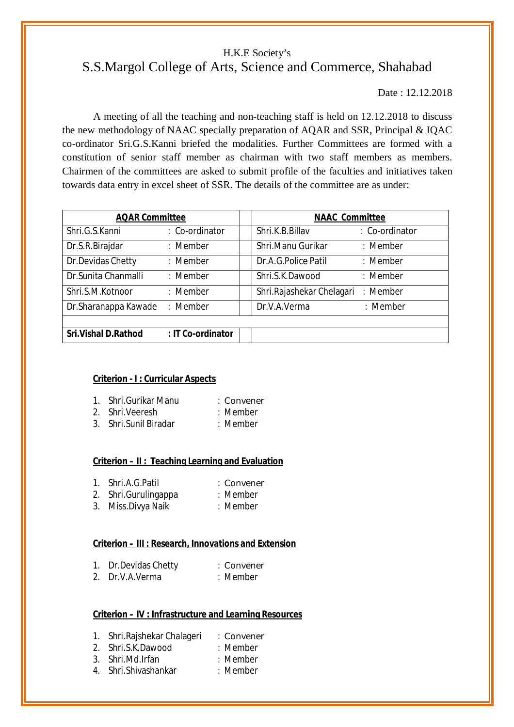H.K.E Society's

# S.S.Margol College of Arts, Science and Commerce, Shahabad

Date : 12.12.2018

A meeting of all the teaching and non-teaching staff is held on 12.12.2018 to discuss the new methodology of NAAC specially preparation of AQAR and SSR, Principal & IQAC co-ordinator Sri.G.S.Kanni briefed the modalities. Further Committees are formed with a constitution of senior staff member as chairman with two staff members as members. Chairmen of the committees are asked to submit profile of the faculties and initiatives taken towards data entry in excel sheet of SSR. The details of the committee are as under:

| **AQAR Committee** | | | **NAAC Committee** | |
|---|---|---|---|---|
| Shri.G.S.Kanni | : Co-ordinator | | Shri.K.B.Billav | : Co-ordinator |
| Dr.S.R.Birajdar | : Member | | Shri.Manu Gurikar | : Member |
| Dr.Devidas Chetty | : Member | | Dr.A.G.Police Patil | : Member |
| Dr.Sunita Chanmalli | : Member | | Shri.S.K.Dawood | : Member |
| Shri.S.M.Kotnoor | : Member | | Shri.Rajashekar Chelagari | : Member |
| Dr.Sharanappa Kawade | : Member | | Dr.V.A.Verma | : Member |
| | | | | |
| **Sri.Vishal D.Rathod** | **: IT Co-ordinator** | | | |

**Criterion - I : Curricular Aspects**

1. Shri.Gurikar Manu : Convener
2. Shri.Veeresh : Member
3. Shri.Sunil Biradar : Member

**Criterion – II : Teaching Learning and Evaluation**

1. Shri.A.G.Patil : Convener
2. Shri.Gurulingappa : Member
3. Miss.Divya Naik : Member

**Criterion – III : Research, Innovations and Extension**

1. Dr.Devidas Chetty : Convener
2. Dr.V.A.Verma : Member

**Criterion – IV : Infrastructure and Learning Resources**

1. Shri.Rajshekar Chalageri : Convener
2. Shri.S.K.Dawood : Member
3. Shri.Md.Irfan : Member
4. Shri.Shivashankar : Member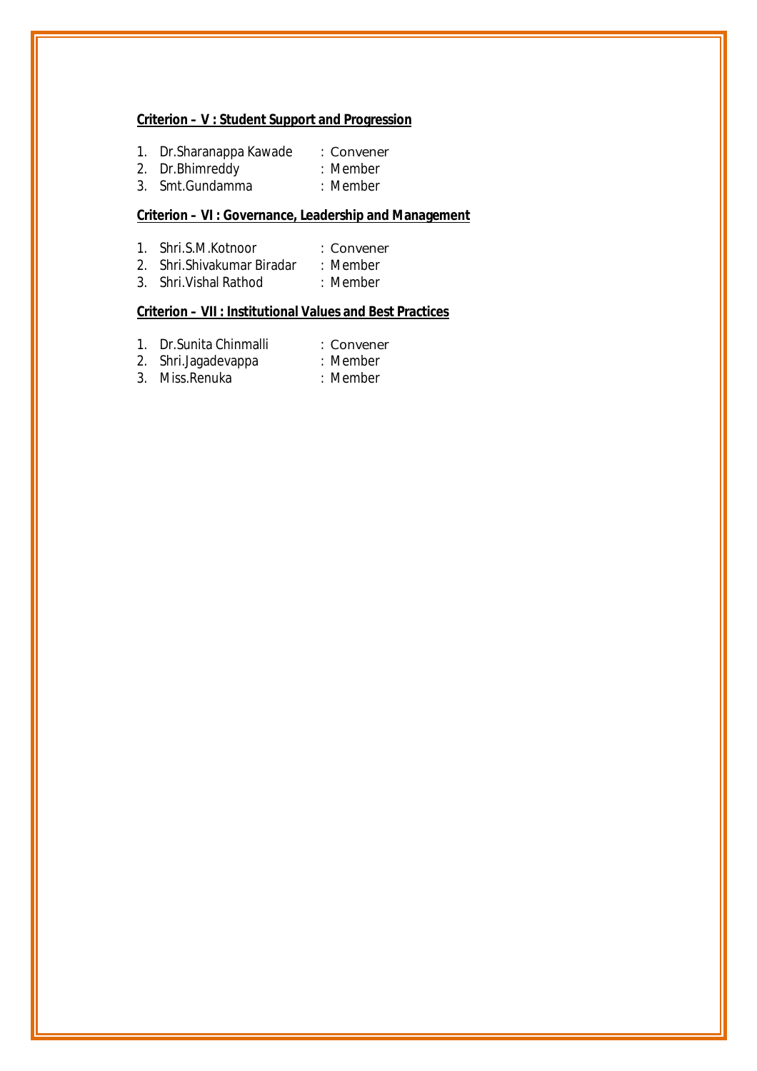**Criterion – V : Student Support and Progression**

1. Dr.Sharanappa Kawade : Convener
2. Dr.Bhimreddy : Member
3. Smt.Gundamma : Member

**Criterion – VI : Governance, Leadership and Management**

1. Shri.S.M.Kotnoor : Convener
2. Shri.Shivakumar Biradar : Member
3. Shri.Vishal Rathod : Member

**Criterion – VII : Institutional Values and Best Practices**

1. Dr.Sunita Chinmalli : Convener
2. Shri.Jagadevappa : Member
3. Miss.Renuka : Member